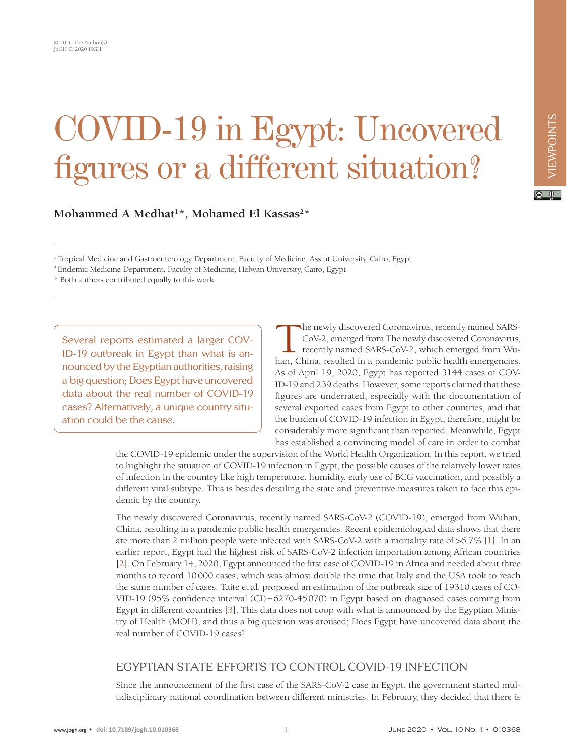# COVID-19 in Egypt: Uncovered figures or a different situation?

**Mohammed A Medhat[1]\*, Mohamed El Kassas[2]\***

[1] Tropical Medicine and Gastroenterology Department, Faculty of Medicine, Assiut University, Cairo, Egypt

[2] Endemic Medicine Department, Faculty of Medicine, Helwan University, Cairo, Egypt

\* Both authors contributed equally to this work.

> Several reports estimated a larger COVID-19 outbreak in Egypt than what is announced by the Egyptian authorities, raising a big question; Does Egypt have uncovered data about the real number of COVID-19 cases? Alternatively, a unique country situation could be the cause.

The newly discovered Coronavirus, recently named SARS-CoV-2, emerged from The newly discovered Coronavirus, recently named SARS-CoV-2, which emerged from Wuhan, China, resulted in a pandemic public health emergencies. As of April 19, 2020, Egypt has reported 3144 cases of COVID-19 and 239 deaths. However, some reports claimed that these figures are underrated, especially with the documentation of several exported cases from Egypt to other countries, and that the burden of COVID-19 infection in Egypt, therefore, might be considerably more significant than reported. Meanwhile, Egypt has established a convincing model of care in order to combat the COVID-19 epidemic under the supervision of the World Health Organization. In this report, we tried to highlight the situation of COVID-19 infection in Egypt, the possible causes of the relatively lower rates of infection in the country like high temperature, humidity, early use of BCG vaccination, and possibly a different viral subtype. This is besides detailing the state and preventive measures taken to face this epidemic by the country.

The newly discovered Coronavirus, recently named SARS-CoV-2 (COVID-19), emerged from Wuhan, China, resulting in a pandemic public health emergencies. Recent epidemiological data shows that there are more than 2 million people were infected with SARS-CoV-2 with a mortality rate of >6.7% [1]. In an earlier report, Egypt had the highest risk of SARS-CoV-2 infection importation among African countries [2]. On February 14, 2020, Egypt announced the first case of COVID-19 in Africa and needed about three months to record 10000 cases, which was almost double the time that Italy and the USA took to reach the same number of cases. Tuite et al. proposed an estimation of the outbreak size of 19310 cases of COVID-19 (95% confidence interval (CI) = 6270-45070) in Egypt based on diagnosed cases coming from Egypt in different countries [3]. This data does not coop with what is announced by the Egyptian Ministry of Health (MOH), and thus a big question was aroused; Does Egypt have uncovered data about the real number of COVID-19 cases?

## EGYPTIAN STATE EFFORTS TO CONTROL COVID-19 INFECTION

Since the announcement of the first case of the SARS-CoV-2 case in Egypt, the government started multidisciplinary national coordination between different ministries. In February, they decided that there is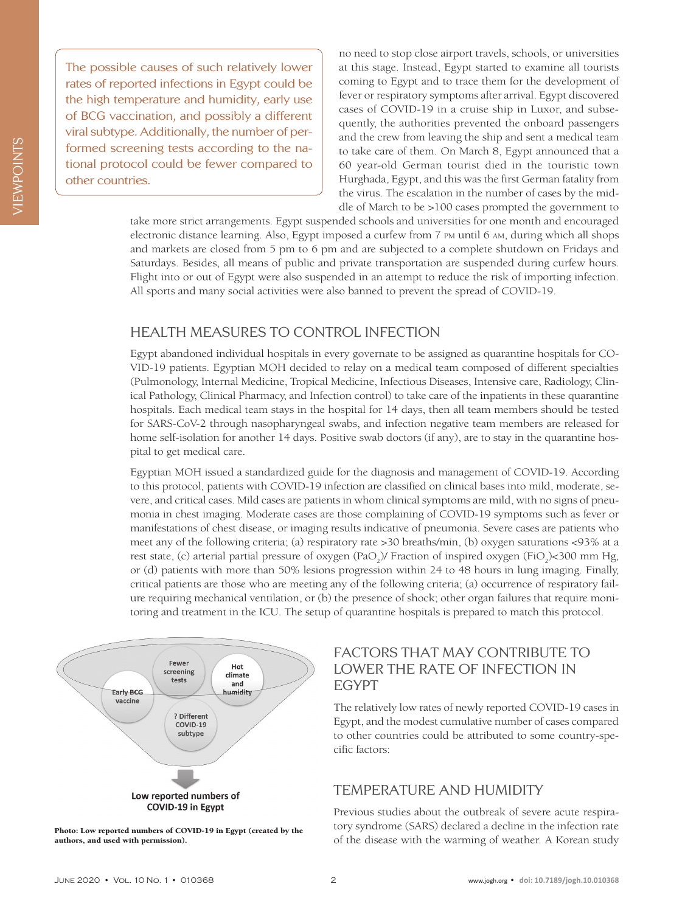> The possible causes of such relatively lower rates of reported infections in Egypt could be the high temperature and humidity, early use of BCG vaccination, and possibly a different viral subtype. Additionally, the number of performed screening tests according to the national protocol could be fewer compared to other countries.

no need to stop close airport travels, schools, or universities at this stage. Instead, Egypt started to examine all tourists coming to Egypt and to trace them for the development of fever or respiratory symptoms after arrival. Egypt discovered cases of COVID-19 in a cruise ship in Luxor, and subsequently, the authorities prevented the onboard passengers and the crew from leaving the ship and sent a medical team to take care of them. On March 8, Egypt announced that a 60 year-old German tourist died in the touristic town Hurghada, Egypt, and this was the first German fatality from the virus. The escalation in the number of cases by the middle of March to be >100 cases prompted the government to take more strict arrangements. Egypt suspended schools and universities for one month and encouraged electronic distance learning. Also, Egypt imposed a curfew from 7 PM until 6 AM, during which all shops and markets are closed from 5 pm to 6 pm and are subjected to a complete shutdown on Fridays and Saturdays. Besides, all means of public and private transportation are suspended during curfew hours. Flight into or out of Egypt were also suspended in an attempt to reduce the risk of importing infection. All sports and many social activities were also banned to prevent the spread of COVID-19.

## HEALTH MEASURES TO CONTROL INFECTION

Egypt abandoned individual hospitals in every governate to be assigned as quarantine hospitals for COVID-19 patients. Egyptian MOH decided to relay on a medical team composed of different specialties (Pulmonology, Internal Medicine, Tropical Medicine, Infectious Diseases, Intensive care, Radiology, Clinical Pathology, Clinical Pharmacy, and Infection control) to take care of the inpatients in these quarantine hospitals. Each medical team stays in the hospital for 14 days, then all team members should be tested for SARS-CoV-2 through nasopharyngeal swabs, and infection negative team members are released for home self-isolation for another 14 days. Positive swab doctors (if any), are to stay in the quarantine hospital to get medical care.

Egyptian MOH issued a standardized guide for the diagnosis and management of COVID-19. According to this protocol, patients with COVID-19 infection are classified on clinical bases into mild, moderate, severe, and critical cases. Mild cases are patients in whom clinical symptoms are mild, with no signs of pneumonia in chest imaging. Moderate cases are those complaining of COVID-19 symptoms such as fever or manifestations of chest disease, or imaging results indicative of pneumonia. Severe cases are patients who meet any of the following criteria; (a) respiratory rate >30 breaths/min, (b) oxygen saturations <93% at a rest state, (c) arterial partial pressure of oxygen ($PaO_2$)/ Fraction of inspired oxygen ($FiO_2$)<300 mm Hg, or (d) patients with more than 50% lesions progression within 24 to 48 hours in lung imaging. Finally, critical patients are those who are meeting any of the following criteria; (a) occurrence of respiratory failure requiring mechanical ventilation, or (b) the presence of shock; other organ failures that require monitoring and treatment in the ICU. The setup of quarantine hospitals is prepared to match this protocol.

Fewer screening tests; Hot climate and humidity; Early BCG vaccine; ? Different COVID-19 subtype

Low reported numbers of COVID-19 in Egypt

**Photo: Low reported numbers of COVID-19 in Egypt (created by the authors, and used with permission).**

## FACTORS THAT MAY CONTRIBUTE TO LOWER THE RATE OF INFECTION IN EGYPT

The relatively low rates of newly reported COVID-19 cases in Egypt, and the modest cumulative number of cases compared to other countries could be attributed to some country-specific factors:

## TEMPERATURE AND HUMIDITY

Previous studies about the outbreak of severe acute respiratory syndrome (SARS) declared a decline in the infection rate of the disease with the warming of weather. A Korean study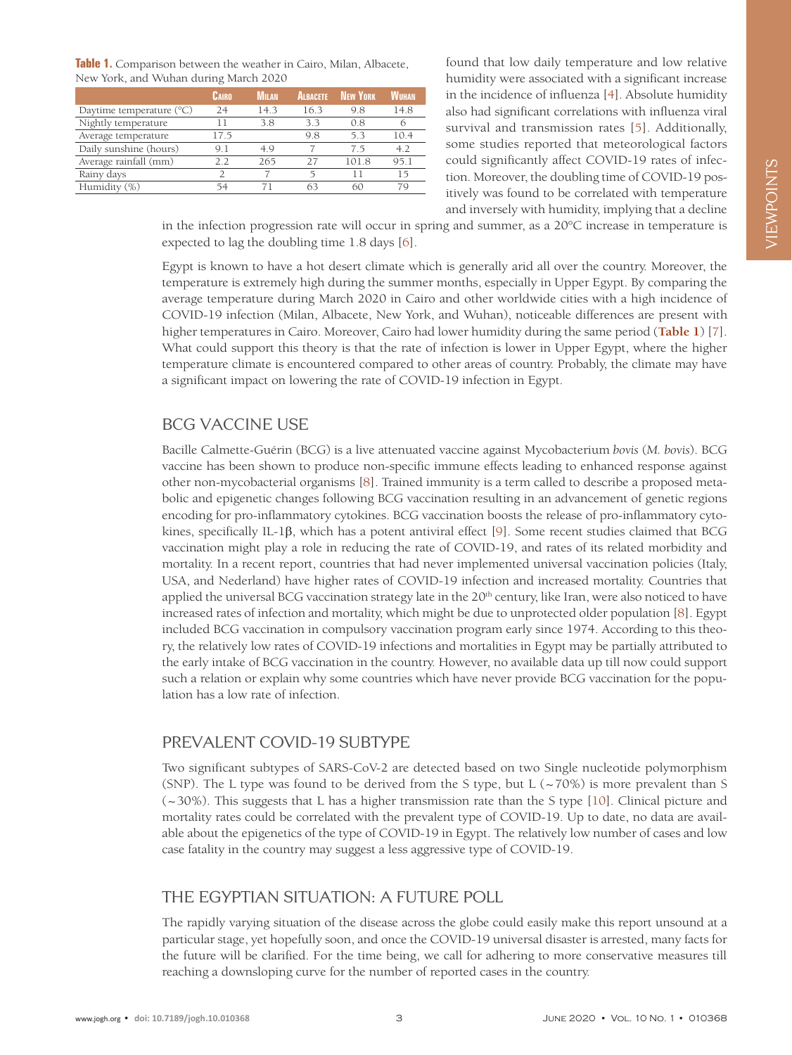**Table 1.** Comparison between the weather in Cairo, Milan, Albacete, New York, and Wuhan during March 2020

| | Cairo | Milan | Albacete | New York | Wuhan |
|---|---|---|---|---|---|
| Daytime temperature (°C) | 24 | 14.3 | 16.3 | 9.8 | 14.8 |
| Nightly temperature | 11 | 3.8 | 3.3 | 0.8 | 6 |
| Average temperature | 17.5 | | 9.8 | 5.3 | 10.4 |
| Daily sunshine (hours) | 9.1 | 4.9 | 7 | 7.5 | 4.2 |
| Average rainfall (mm) | 2.2 | 265 | 27 | 101.8 | 95.1 |
| Rainy days | 2 | 7 | 5 | 11 | 15 |
| Humidity (%) | 54 | 71 | 63 | 60 | 79 |

found that low daily temperature and low relative humidity were associated with a significant increase in the incidence of influenza [4]. Absolute humidity also had significant correlations with influenza viral survival and transmission rates [5]. Additionally, some studies reported that meteorological factors could significantly affect COVID-19 rates of infection. Moreover, the doubling time of COVID-19 positively was found to be correlated with temperature and inversely with humidity, implying that a decline in the infection progression rate will occur in spring and summer, as a 20°C increase in temperature is expected to lag the doubling time 1.8 days [6].

Egypt is known to have a hot desert climate which is generally arid all over the country. Moreover, the temperature is extremely high during the summer months, especially in Upper Egypt. By comparing the average temperature during March 2020 in Cairo and other worldwide cities with a high incidence of COVID-19 infection (Milan, Albacete, New York, and Wuhan), noticeable differences are present with higher temperatures in Cairo. Moreover, Cairo had lower humidity during the same period (**Table 1**) [7]. What could support this theory is that the rate of infection is lower in Upper Egypt, where the higher temperature climate is encountered compared to other areas of country. Probably, the climate may have a significant impact on lowering the rate of COVID-19 infection in Egypt.

## BCG VACCINE USE

Bacille Calmette-Guérin (BCG) is a live attenuated vaccine against Mycobacterium *bovis* (*M. bovis*). BCG vaccine has been shown to produce non-specific immune effects leading to enhanced response against other non-mycobacterial organisms [8]. Trained immunity is a term called to describe a proposed metabolic and epigenetic changes following BCG vaccination resulting in an advancement of genetic regions encoding for pro-inflammatory cytokines. BCG vaccination boosts the release of pro-inflammatory cytokines, specifically IL-1β, which has a potent antiviral effect [9]. Some recent studies claimed that BCG vaccination might play a role in reducing the rate of COVID-19, and rates of its related morbidity and mortality. In a recent report, countries that had never implemented universal vaccination policies (Italy, USA, and Nederland) have higher rates of COVID-19 infection and increased mortality. Countries that applied the universal BCG vaccination strategy late in the 20th century, like Iran, were also noticed to have increased rates of infection and mortality, which might be due to unprotected older population [8]. Egypt included BCG vaccination in compulsory vaccination program early since 1974. According to this theory, the relatively low rates of COVID-19 infections and mortalities in Egypt may be partially attributed to the early intake of BCG vaccination in the country. However, no available data up till now could support such a relation or explain why some countries which have never provide BCG vaccination for the population has a low rate of infection.

## PREVALENT COVID-19 SUBTYPE

Two significant subtypes of SARS-CoV-2 are detected based on two Single nucleotide polymorphism (SNP). The L type was found to be derived from the S type, but L (~70%) is more prevalent than S (~30%). This suggests that L has a higher transmission rate than the S type [10]. Clinical picture and mortality rates could be correlated with the prevalent type of COVID-19. Up to date, no data are available about the epigenetics of the type of COVID-19 in Egypt. The relatively low number of cases and low case fatality in the country may suggest a less aggressive type of COVID-19.

## THE EGYPTIAN SITUATION: A FUTURE POLL

The rapidly varying situation of the disease across the globe could easily make this report unsound at a particular stage, yet hopefully soon, and once the COVID-19 universal disaster is arrested, many facts for the future will be clarified. For the time being, we call for adhering to more conservative measures till reaching a downsloping curve for the number of reported cases in the country.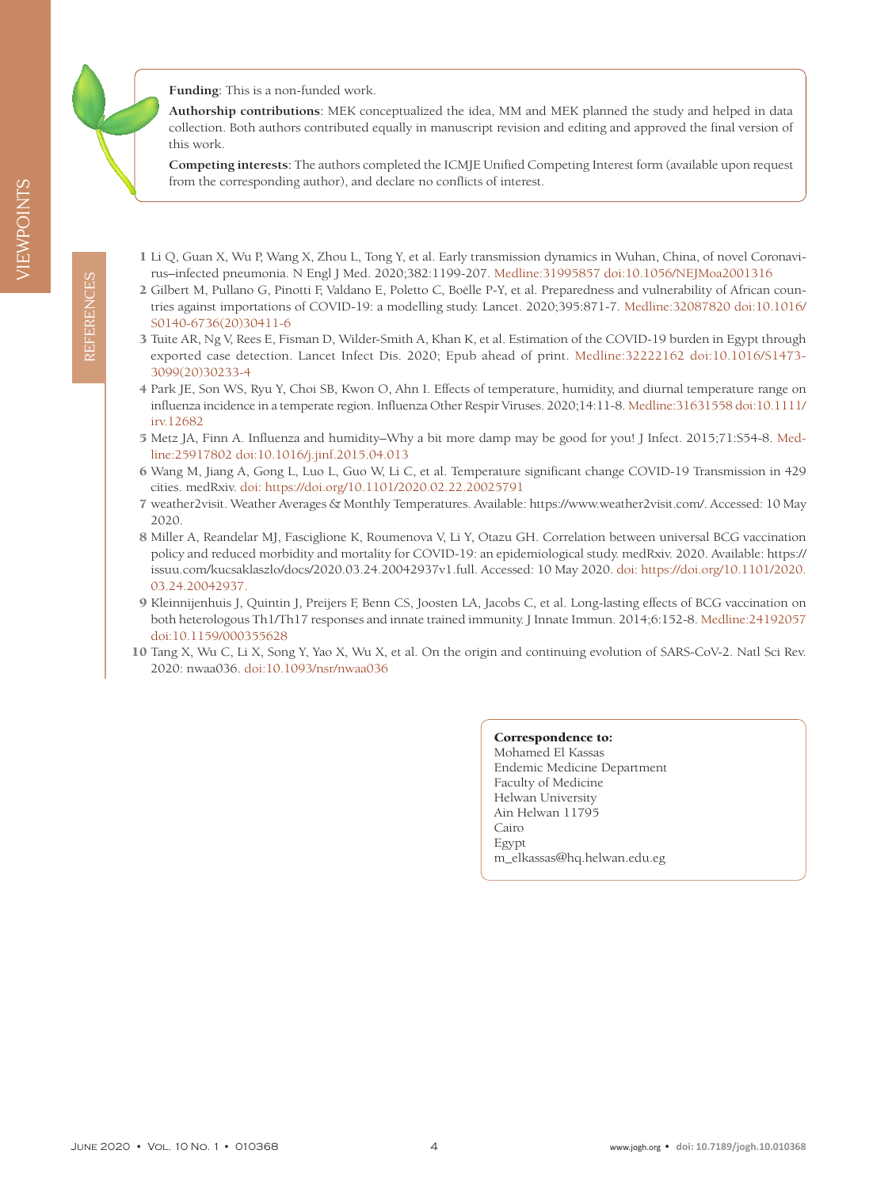**Funding**: This is a non-funded work.

**Authorship contributions**: MEK conceptualized the idea, MM and MEK planned the study and helped in data collection. Both authors contributed equally in manuscript revision and editing and approved the final version of this work.

**Competing interests**: The authors completed the ICMJE Unified Competing Interest form (available upon request from the corresponding author), and declare no conflicts of interest.

## REFERENCES

1. Li Q, Guan X, Wu P, Wang X, Zhou L, Tong Y, et al. Early transmission dynamics in Wuhan, China, of novel Coronavirus–infected pneumonia. N Engl J Med. 2020;382:1199-207. Medline:31995857 doi:10.1056/NEJMoa2001316
2. Gilbert M, Pullano G, Pinotti F, Valdano E, Poletto C, Boëlle P-Y, et al. Preparedness and vulnerability of African countries against importations of COVID-19: a modelling study. Lancet. 2020;395:871-7. Medline:32087820 doi:10.1016/S0140-6736(20)30411-6
3. Tuite AR, Ng V, Rees E, Fisman D, Wilder-Smith A, Khan K, et al. Estimation of the COVID-19 burden in Egypt through exported case detection. Lancet Infect Dis. 2020; Epub ahead of print. Medline:32222162 doi:10.1016/S1473-3099(20)30233-4
4. Park JE, Son WS, Ryu Y, Choi SB, Kwon O, Ahn I. Effects of temperature, humidity, and diurnal temperature range on influenza incidence in a temperate region. Influenza Other Respir Viruses. 2020;14:11-8. Medline:31631558 doi:10.1111/irv.12682
5. Metz JA, Finn A. Influenza and humidity–Why a bit more damp may be good for you! J Infect. 2015;71:S54-8. Medline:25917802 doi:10.1016/j.jinf.2015.04.013
6. Wang M, Jiang A, Gong L, Luo L, Guo W, Li C, et al. Temperature significant change COVID-19 Transmission in 429 cities. medRxiv. doi: https://doi.org/10.1101/2020.02.22.20025791
7. weather2visit. Weather Averages & Monthly Temperatures. Available: https://www.weather2visit.com/. Accessed: 10 May 2020.
8. Miller A, Reandelar MJ, Fasciglione K, Roumenova V, Li Y, Otazu GH. Correlation between universal BCG vaccination policy and reduced morbidity and mortality for COVID-19: an epidemiological study. medRxiv. 2020. Available: https://issuu.com/kucsaklaszlo/docs/2020.03.24.20042937v1.full. Accessed: 10 May 2020. doi: https://doi.org/10.1101/2020.03.24.20042937.
9. Kleinnijenhuis J, Quintin J, Preijers F, Benn CS, Joosten LA, Jacobs C, et al. Long-lasting effects of BCG vaccination on both heterologous Th1/Th17 responses and innate trained immunity. J Innate Immun. 2014;6:152-8. Medline:24192057 doi:10.1159/000355628
10. Tang X, Wu C, Li X, Song Y, Yao X, Wu X, et al. On the origin and continuing evolution of SARS-CoV-2. Natl Sci Rev. 2020: nwaa036. doi:10.1093/nsr/nwaa036

**Correspondence to:**
Mohamed El Kassas
Endemic Medicine Department
Faculty of Medicine
Helwan University
Ain Helwan 11795
Cairo
Egypt
m_elkassas@hq.helwan.edu.eg